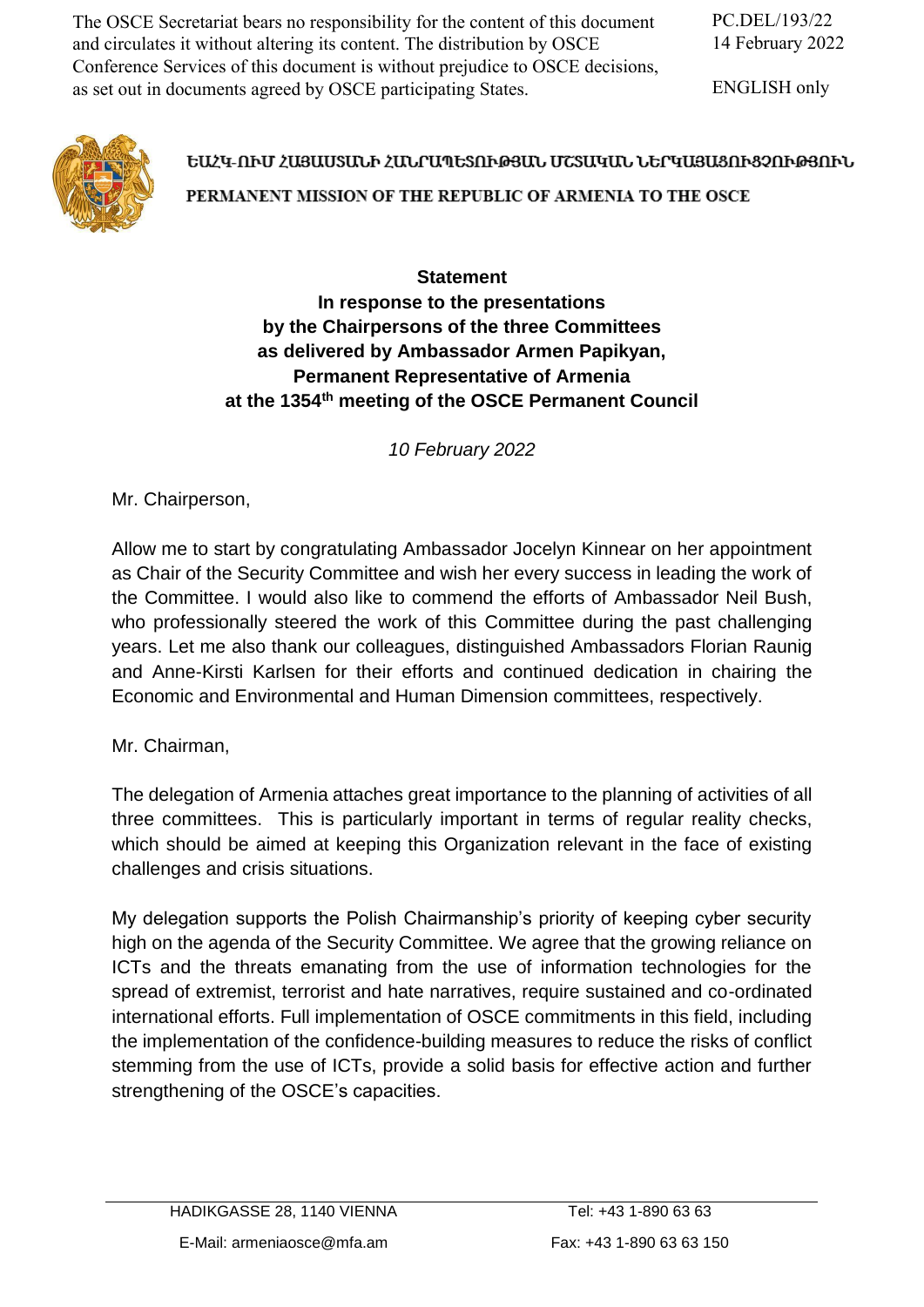The OSCE Secretariat bears no responsibility for the content of this document and circulates it without altering its content. The distribution by OSCE Conference Services of this document is without prejudice to OSCE decisions, as set out in documents agreed by OSCE participating States.

PC.DEL/193/22
14 February 2022

ENGLISH only

ԵԱՀԿ-ՈՒՄ ՀԱՅԱՍՏԱՆԻ ՀԱՆՐԱՊԵՏՈՒԹՅԱՆ ՄՇՏԱԿԱՆ ՆԵՐԿԱՅԱՑՈՒՑՉՈՒԹՅՈՒՆ

PERMANENT MISSION OF THE REPUBLIC OF ARMENIA TO THE OSCE

**Statement**
**In response to the presentations**
**by the Chairpersons of the three Committees**
**as delivered by Ambassador Armen Papikyan,**
**Permanent Representative of Armenia**
**at the 1354th meeting of the OSCE Permanent Council**

*10 February 2022*

Mr. Chairperson,

Allow me to start by congratulating Ambassador Jocelyn Kinnear on her appointment as Chair of the Security Committee and wish her every success in leading the work of the Committee. I would also like to commend the efforts of Ambassador Neil Bush, who professionally steered the work of this Committee during the past challenging years. Let me also thank our colleagues, distinguished Ambassadors Florian Raunig and Anne-Kirsti Karlsen for their efforts and continued dedication in chairing the Economic and Environmental and Human Dimension committees, respectively.

Mr. Chairman,

The delegation of Armenia attaches great importance to the planning of activities of all three committees. This is particularly important in terms of regular reality checks, which should be aimed at keeping this Organization relevant in the face of existing challenges and crisis situations.

My delegation supports the Polish Chairmanship's priority of keeping cyber security high on the agenda of the Security Committee. We agree that the growing reliance on ICTs and the threats emanating from the use of information technologies for the spread of extremist, terrorist and hate narratives, require sustained and co-ordinated international efforts. Full implementation of OSCE commitments in this field, including the implementation of the confidence-building measures to reduce the risks of conflict stemming from the use of ICTs, provide a solid basis for effective action and further strengthening of the OSCE's capacities.

HADIKGASSE 28, 1140 VIENNA    Tel: +43 1-890 63 63
E-Mail: armeniaosce@mfa.am    Fax: +43 1-890 63 63 150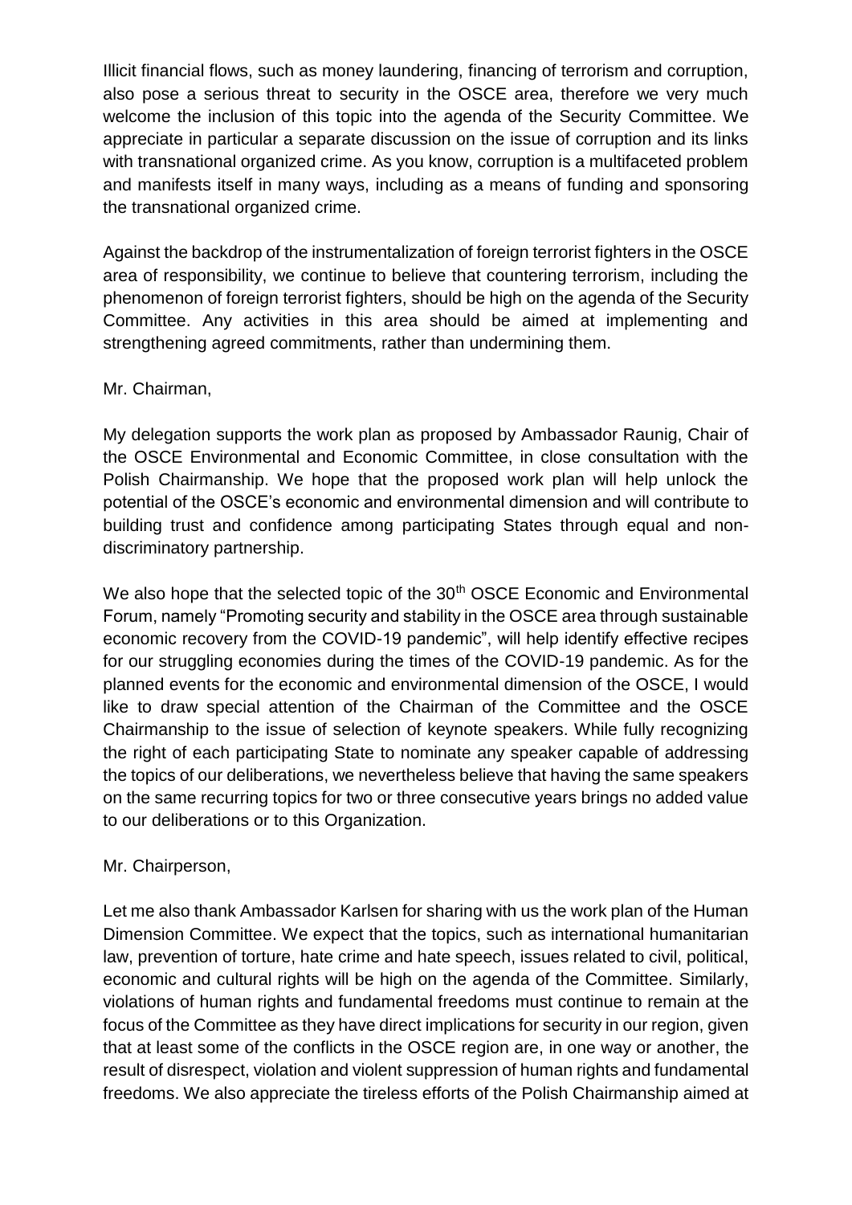Illicit financial flows, such as money laundering, financing of terrorism and corruption, also pose a serious threat to security in the OSCE area, therefore we very much welcome the inclusion of this topic into the agenda of the Security Committee. We appreciate in particular a separate discussion on the issue of corruption and its links with transnational organized crime. As you know, corruption is a multifaceted problem and manifests itself in many ways, including as a means of funding and sponsoring the transnational organized crime.

Against the backdrop of the instrumentalization of foreign terrorist fighters in the OSCE area of responsibility, we continue to believe that countering terrorism, including the phenomenon of foreign terrorist fighters, should be high on the agenda of the Security Committee. Any activities in this area should be aimed at implementing and strengthening agreed commitments, rather than undermining them.

Mr. Chairman,

My delegation supports the work plan as proposed by Ambassador Raunig, Chair of the OSCE Environmental and Economic Committee, in close consultation with the Polish Chairmanship. We hope that the proposed work plan will help unlock the potential of the OSCE's economic and environmental dimension and will contribute to building trust and confidence among participating States through equal and non-discriminatory partnership.

We also hope that the selected topic of the 30th OSCE Economic and Environmental Forum, namely "Promoting security and stability in the OSCE area through sustainable economic recovery from the COVID-19 pandemic", will help identify effective recipes for our struggling economies during the times of the COVID-19 pandemic. As for the planned events for the economic and environmental dimension of the OSCE, I would like to draw special attention of the Chairman of the Committee and the OSCE Chairmanship to the issue of selection of keynote speakers. While fully recognizing the right of each participating State to nominate any speaker capable of addressing the topics of our deliberations, we nevertheless believe that having the same speakers on the same recurring topics for two or three consecutive years brings no added value to our deliberations or to this Organization.

Mr. Chairperson,

Let me also thank Ambassador Karlsen for sharing with us the work plan of the Human Dimension Committee. We expect that the topics, such as international humanitarian law, prevention of torture, hate crime and hate speech, issues related to civil, political, economic and cultural rights will be high on the agenda of the Committee. Similarly, violations of human rights and fundamental freedoms must continue to remain at the focus of the Committee as they have direct implications for security in our region, given that at least some of the conflicts in the OSCE region are, in one way or another, the result of disrespect, violation and violent suppression of human rights and fundamental freedoms. We also appreciate the tireless efforts of the Polish Chairmanship aimed at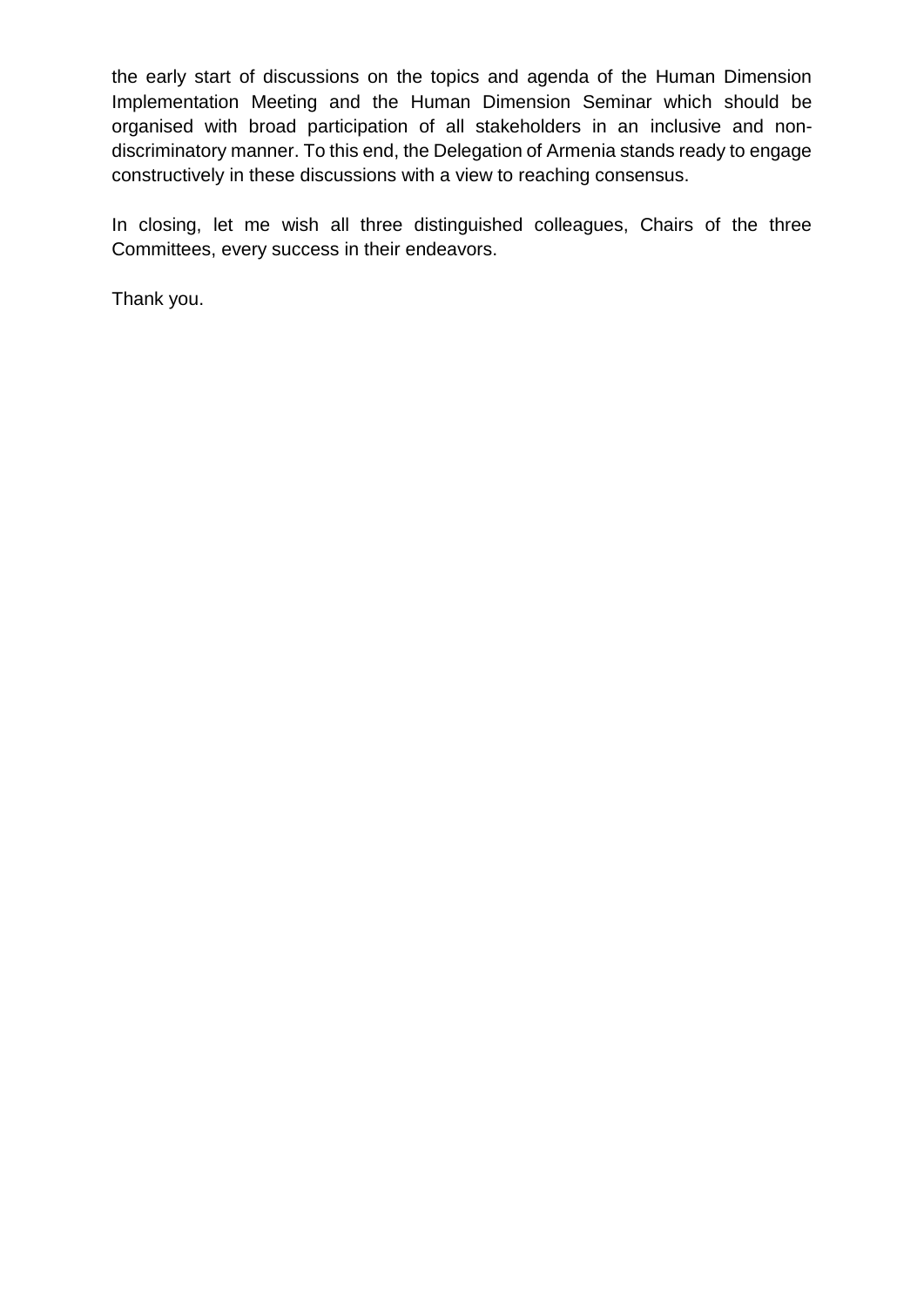the early start of discussions on the topics and agenda of the Human Dimension Implementation Meeting and the Human Dimension Seminar which should be organised with broad participation of all stakeholders in an inclusive and non-discriminatory manner. To this end, the Delegation of Armenia stands ready to engage constructively in these discussions with a view to reaching consensus.

In closing, let me wish all three distinguished colleagues, Chairs of the three Committees, every success in their endeavors.

Thank you.